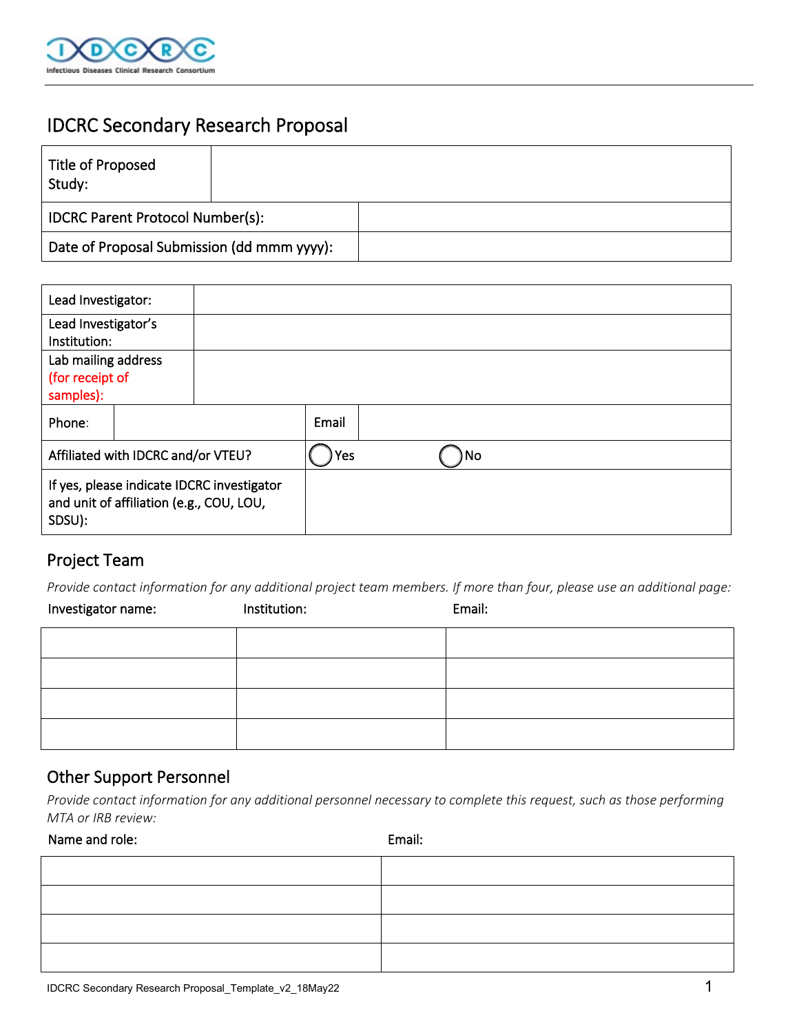# IDCRC Secondary Research Proposal

| Title of Proposed Study: | |
|---|---|
| IDCRC Parent Protocol Number(s): | |
| Date of Proposal Submission (dd mmm yyyy): | |

| Lead Investigator: | | | |
|---|---|---|---|
| Lead Investigator's Institution: | | | |
| Lab mailing address (for receipt of samples): | | | |
| Phone: | | Email | |
| Affiliated with IDCRC and/or VTEU? | ◯ Yes | ◯ No | |
| If yes, please indicate IDCRC investigator and unit of affiliation (e.g., COU, LOU, SDSU): | | | |

## Project Team

*Provide contact information for any additional project team members. If more than four, please use an additional page:*

| Investigator name: | Institution: | Email: |
|---|---|---|
| | | |
| | | |
| | | |
| | | |

## Other Support Personnel

*Provide contact information for any additional personnel necessary to complete this request, such as those performing MTA or IRB review:*

| Name and role: | Email: |
|---|---|
| | |
| | |
| | |
| | |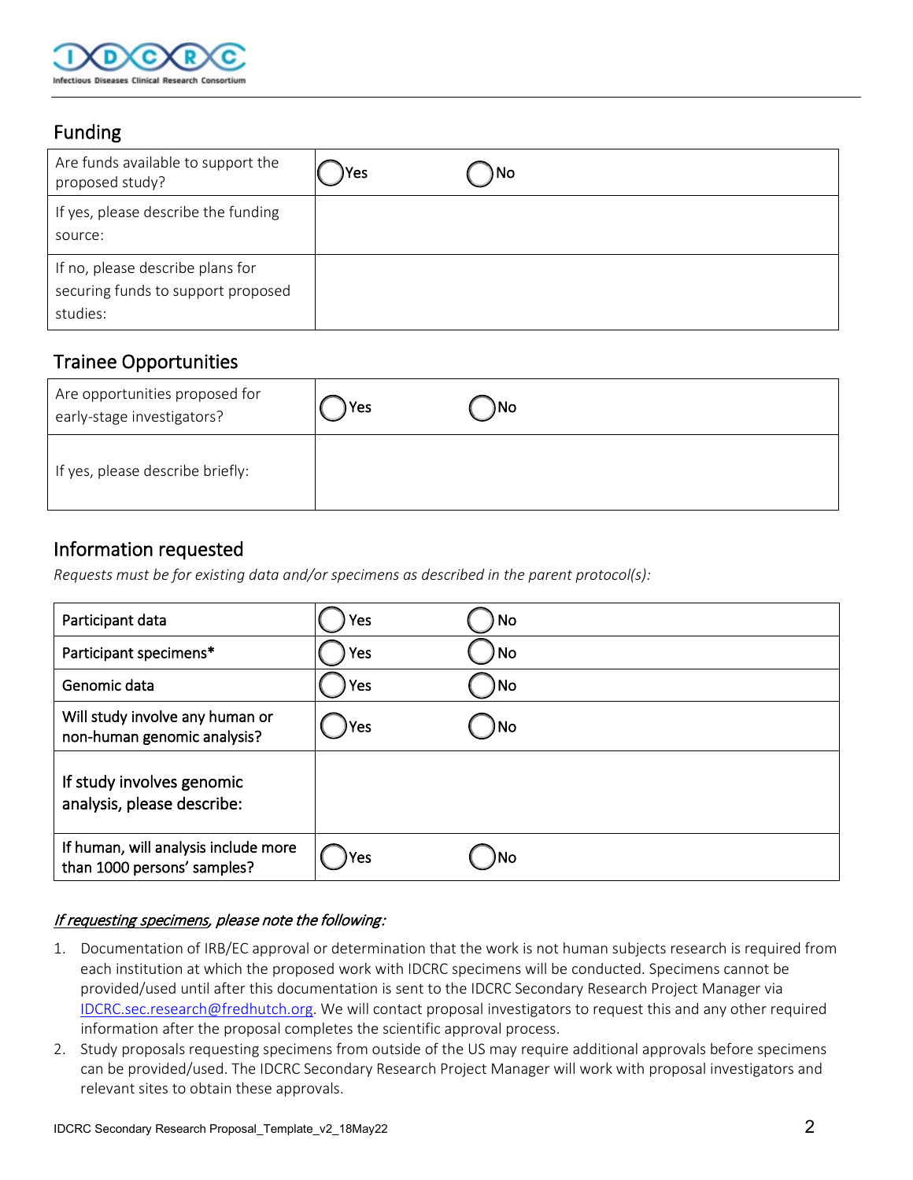## Funding

| Are funds available to support the proposed study? | ◯Yes ◯No |
|---|---|
| If yes, please describe the funding source: | |
| If no, please describe plans for securing funds to support proposed studies: | |

## Trainee Opportunities

| Are opportunities proposed for early-stage investigators? | ◯Yes ◯No |
|---|---|
| If yes, please describe briefly: | |

## Information requested

*Requests must be for existing data and/or specimens as described in the parent protocol(s):*

| Participant data | ◯Yes | ◯No |
|---|---|---|
| Participant specimens* | ◯Yes | ◯No |
| Genomic data | ◯Yes | ◯No |
| Will study involve any human or non-human genomic analysis? | ◯Yes | ◯No |
| If study involves genomic analysis, please describe: | | |
| If human, will analysis include more than 1000 persons' samples? | ◯Yes | ◯No |

***If requesting specimens*, please note the following:**

1. Documentation of IRB/EC approval or determination that the work is not human subjects research is required from each institution at which the proposed work with IDCRC specimens will be conducted. Specimens cannot be provided/used until after this documentation is sent to the IDCRC Secondary Research Project Manager via IDCRC.sec.research@fredhutch.org. We will contact proposal investigators to request this and any other required information after the proposal completes the scientific approval process.
2. Study proposals requesting specimens from outside of the US may require additional approvals before specimens can be provided/used. The IDCRC Secondary Research Project Manager will work with proposal investigators and relevant sites to obtain these approvals.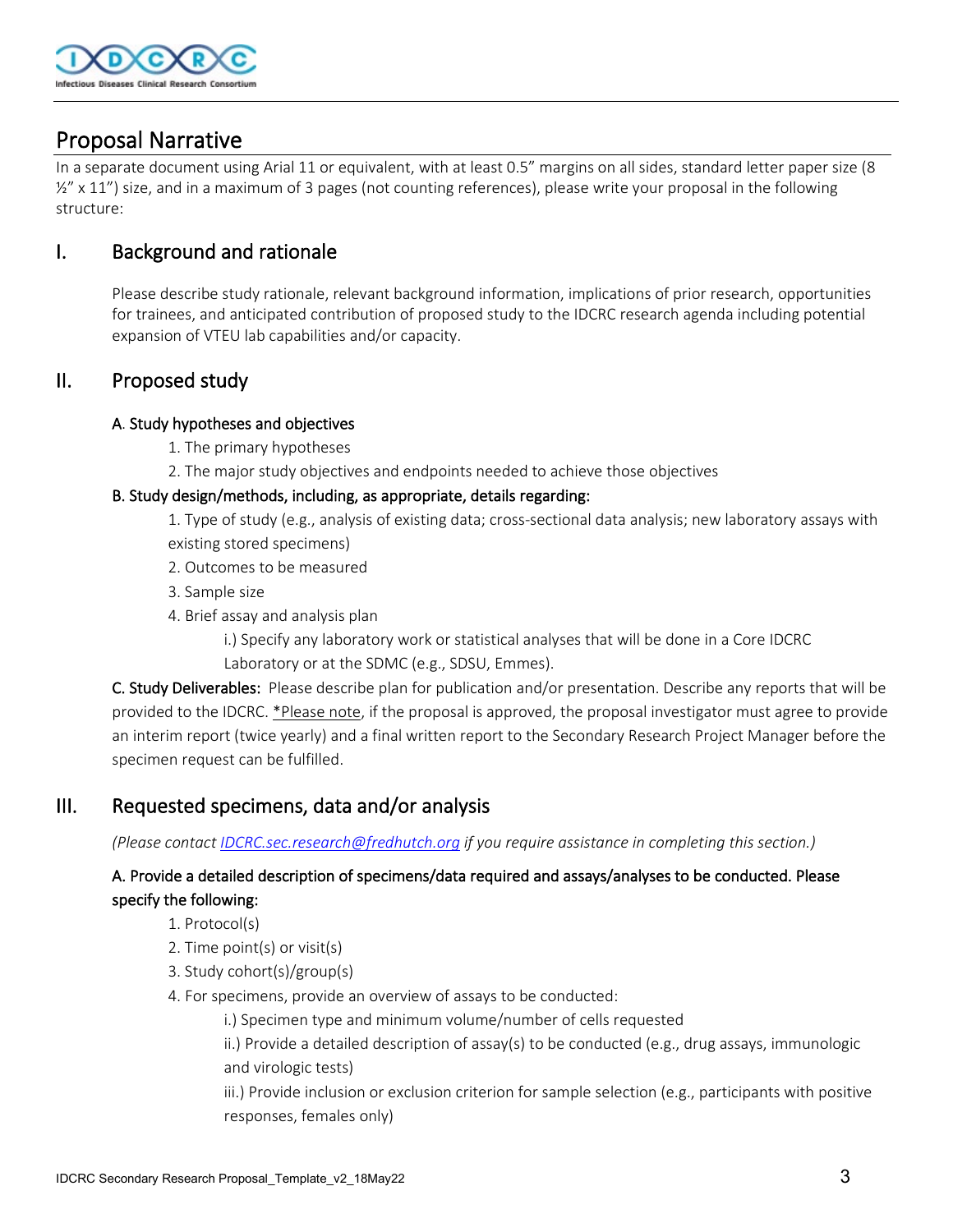## Proposal Narrative

In a separate document using Arial 11 or equivalent, with at least 0.5" margins on all sides, standard letter paper size (8 ½" x 11") size, and in a maximum of 3 pages (not counting references), please write your proposal in the following structure:

## I. Background and rationale

Please describe study rationale, relevant background information, implications of prior research, opportunities for trainees, and anticipated contribution of proposed study to the IDCRC research agenda including potential expansion of VTEU lab capabilities and/or capacity.

## II. Proposed study

### A. Study hypotheses and objectives

1. The primary hypotheses
2. The major study objectives and endpoints needed to achieve those objectives

### B. Study design/methods, including, as appropriate, details regarding:

1. Type of study (e.g., analysis of existing data; cross-sectional data analysis; new laboratory assays with existing stored specimens)
2. Outcomes to be measured
3. Sample size
4. Brief assay and analysis plan
   - i.) Specify any laboratory work or statistical analyses that will be done in a Core IDCRC Laboratory or at the SDMC (e.g., SDSU, Emmes).

**C. Study Deliverables:** Please describe plan for publication and/or presentation. Describe any reports that will be provided to the IDCRC. *Please note, if the proposal is approved, the proposal investigator must agree to provide an interim report (twice yearly) and a final written report to the Secondary Research Project Manager before the specimen request can be fulfilled.

## III. Requested specimens, data and/or analysis

*(Please contact IDCRC.sec.research@fredhutch.org if you require assistance in completing this section.)*

### A. Provide a detailed description of specimens/data required and assays/analyses to be conducted. Please specify the following:

1. Protocol(s)
2. Time point(s) or visit(s)
3. Study cohort(s)/group(s)
4. For specimens, provide an overview of assays to be conducted:
   - i.) Specimen type and minimum volume/number of cells requested
   - ii.) Provide a detailed description of assay(s) to be conducted (e.g., drug assays, immunologic and virologic tests)
   - iii.) Provide inclusion or exclusion criterion for sample selection (e.g., participants with positive responses, females only)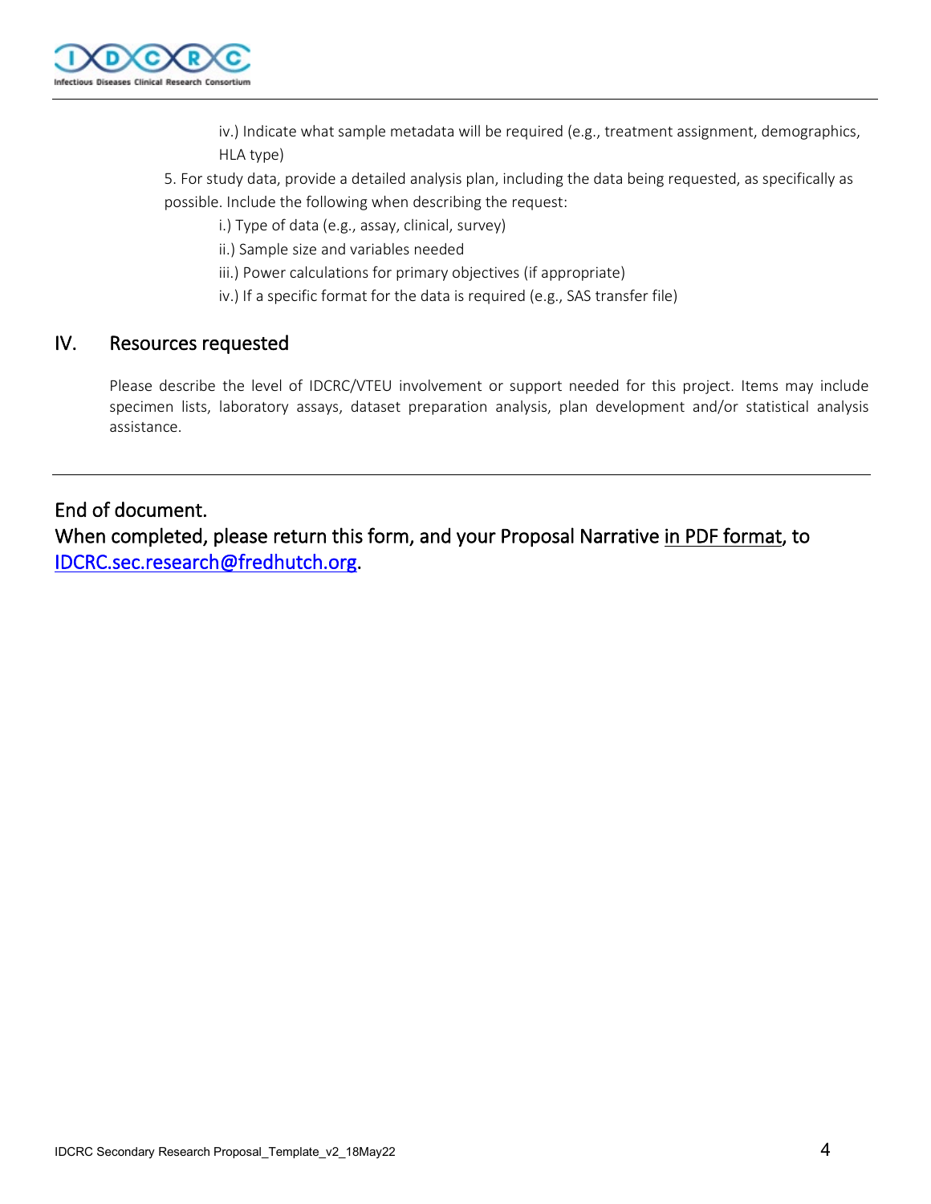iv.) Indicate what sample metadata will be required (e.g., treatment assignment, demographics, HLA type)

5. For study data, provide a detailed analysis plan, including the data being requested, as specifically as possible. Include the following when describing the request:

i.) Type of data (e.g., assay, clinical, survey)

ii.) Sample size and variables needed

iii.) Power calculations for primary objectives (if appropriate)

iv.) If a specific format for the data is required (e.g., SAS transfer file)

## IV. Resources requested

Please describe the level of IDCRC/VTEU involvement or support needed for this project. Items may include specimen lists, laboratory assays, dataset preparation analysis, plan development and/or statistical analysis assistance.

---

End of document.

When completed, please return this form, and your Proposal Narrative in PDF format, to IDCRC.sec.research@fredhutch.org.